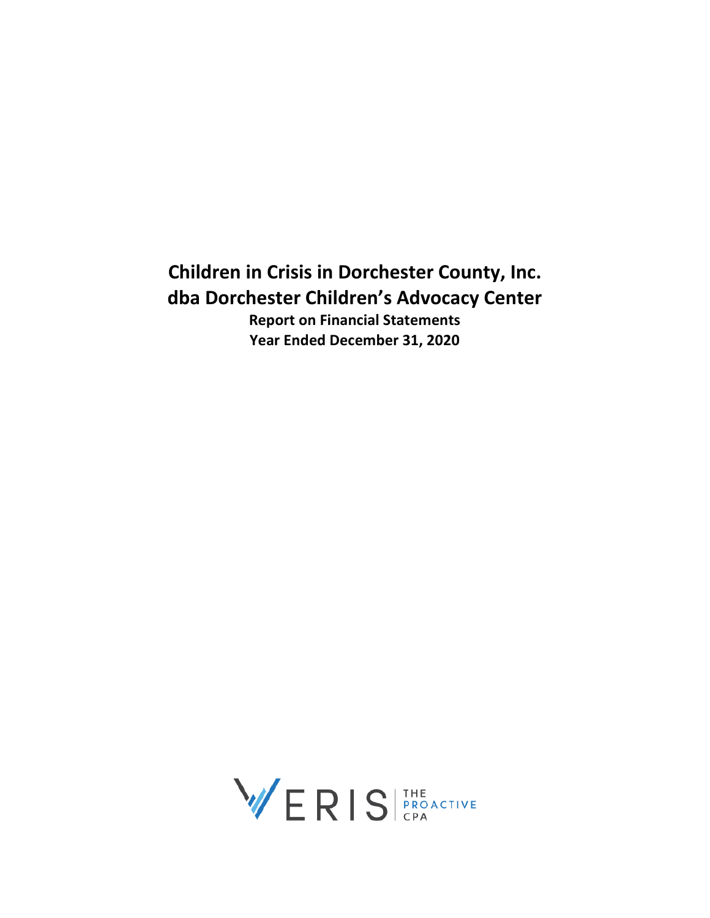# Children in Crisis in Dorchester County, Inc.
# dba Dorchester Children's Advocacy Center

**Report on Financial Statements**
**Year Ended December 31, 2020**

VERIS | THE PROACTIVE CPA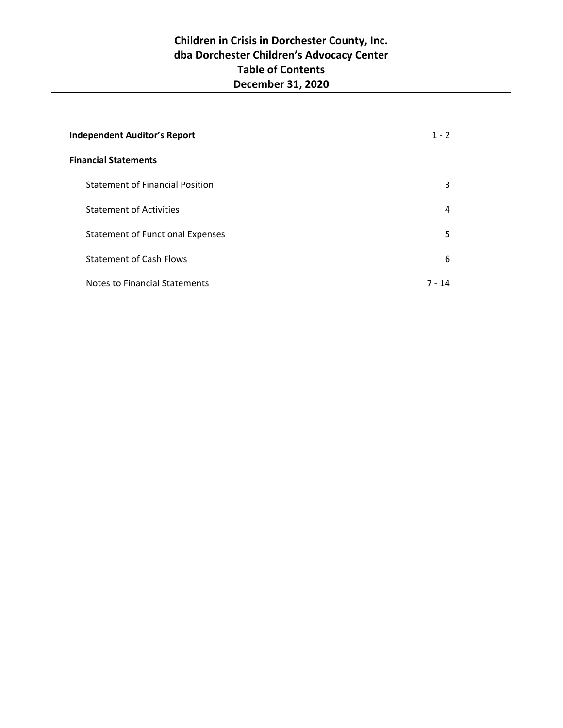# Children in Crisis in Dorchester County, Inc.
# dba Dorchester Children's Advocacy Center
# Table of Contents
# December 31, 2020

| | |
|---|---|
| **Independent Auditor's Report** | 1 - 2 |
| **Financial Statements** | |
| Statement of Financial Position | 3 |
| Statement of Activities | 4 |
| Statement of Functional Expenses | 5 |
| Statement of Cash Flows | 6 |
| Notes to Financial Statements | 7 - 14 |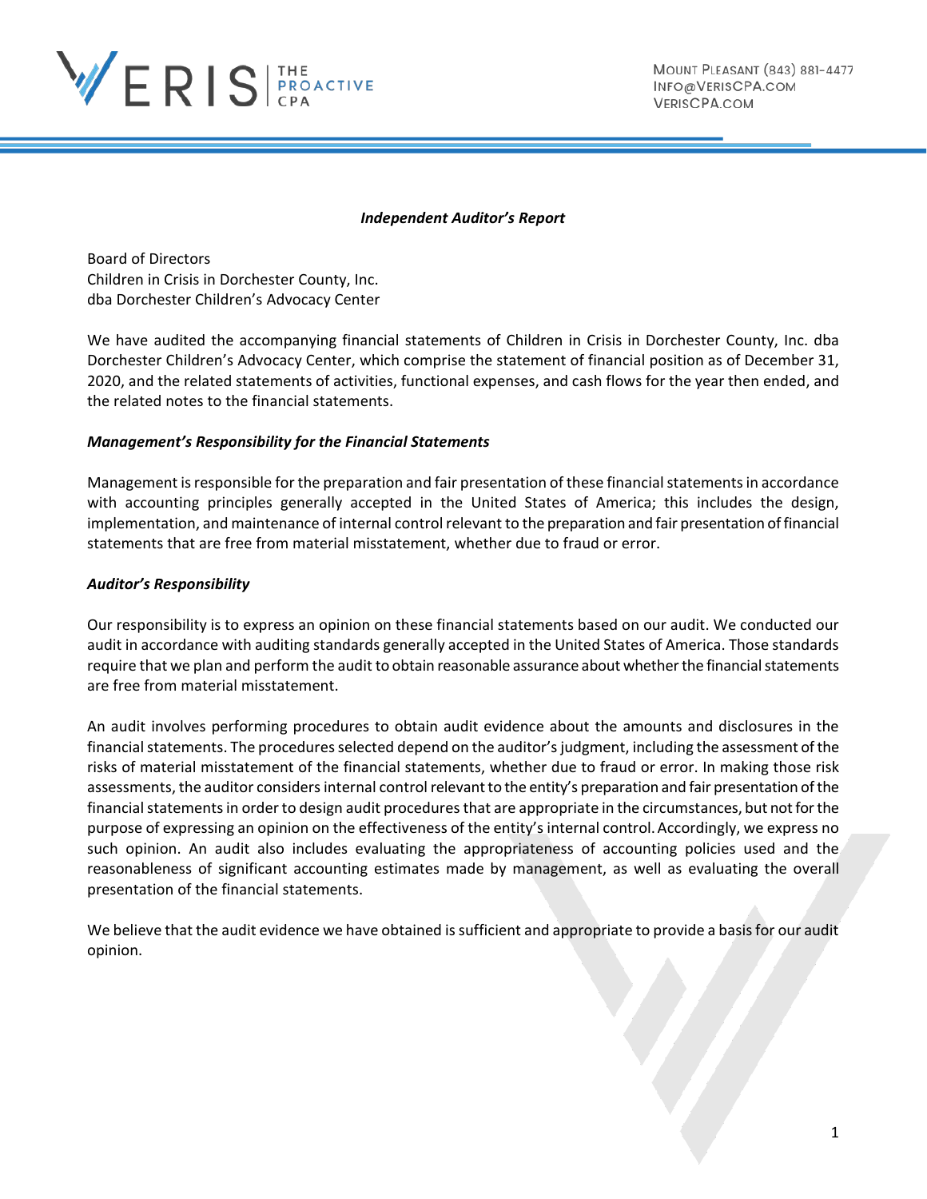***Independent Auditor's Report***

Board of Directors
Children in Crisis in Dorchester County, Inc.
dba Dorchester Children's Advocacy Center

We have audited the accompanying financial statements of Children in Crisis in Dorchester County, Inc. dba Dorchester Children's Advocacy Center, which comprise the statement of financial position as of December 31, 2020, and the related statements of activities, functional expenses, and cash flows for the year then ended, and the related notes to the financial statements.

***Management's Responsibility for the Financial Statements***

Management is responsible for the preparation and fair presentation of these financial statements in accordance with accounting principles generally accepted in the United States of America; this includes the design, implementation, and maintenance of internal control relevant to the preparation and fair presentation of financial statements that are free from material misstatement, whether due to fraud or error.

***Auditor's Responsibility***

Our responsibility is to express an opinion on these financial statements based on our audit. We conducted our audit in accordance with auditing standards generally accepted in the United States of America. Those standards require that we plan and perform the audit to obtain reasonable assurance about whether the financial statements are free from material misstatement.

An audit involves performing procedures to obtain audit evidence about the amounts and disclosures in the financial statements. The procedures selected depend on the auditor's judgment, including the assessment of the risks of material misstatement of the financial statements, whether due to fraud or error. In making those risk assessments, the auditor considers internal control relevant to the entity's preparation and fair presentation of the financial statements in order to design audit procedures that are appropriate in the circumstances, but not for the purpose of expressing an opinion on the effectiveness of the entity's internal control. Accordingly, we express no such opinion. An audit also includes evaluating the appropriateness of accounting policies used and the reasonableness of significant accounting estimates made by management, as well as evaluating the overall presentation of the financial statements.

We believe that the audit evidence we have obtained is sufficient and appropriate to provide a basis for our audit opinion.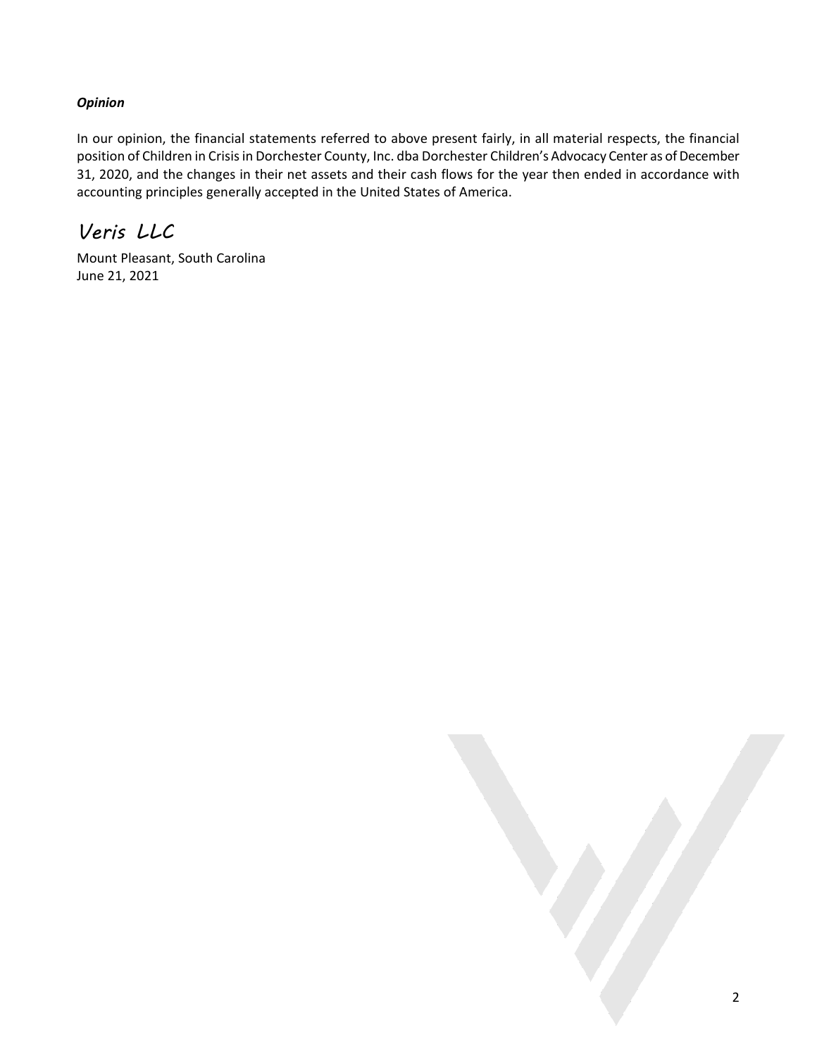***Opinion***

In our opinion, the financial statements referred to above present fairly, in all material respects, the financial position of Children in Crisis in Dorchester County, Inc. dba Dorchester Children's Advocacy Center as of December 31, 2020, and the changes in their net assets and their cash flows for the year then ended in accordance with accounting principles generally accepted in the United States of America.

*Veris LLC*

Mount Pleasant, South Carolina
June 21, 2021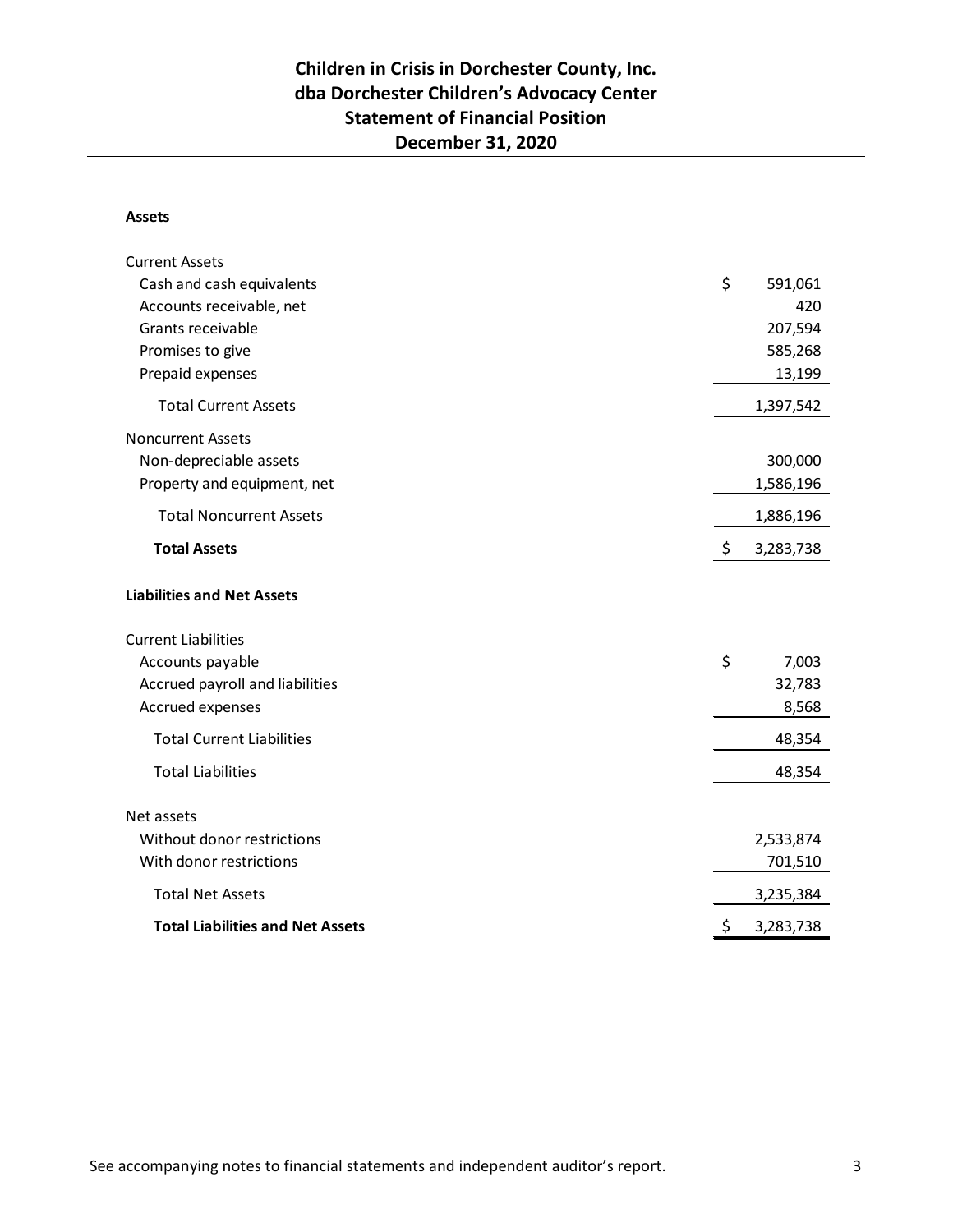# Children in Crisis in Dorchester County, Inc.
# dba Dorchester Children's Advocacy Center
# Statement of Financial Position
# December 31, 2020

| | |
|---|---|
| **Assets** | |
| Current Assets | |
| Cash and cash equivalents | $ 591,061 |
| Accounts receivable, net | 420 |
| Grants receivable | 207,594 |
| Promises to give | 585,268 |
| Prepaid expenses | 13,199 |
| Total Current Assets | 1,397,542 |
| Noncurrent Assets | |
| Non-depreciable assets | 300,000 |
| Property and equipment, net | 1,586,196 |
| Total Noncurrent Assets | 1,886,196 |
| **Total Assets** | $ 3,283,738 |
| **Liabilities and Net Assets** | |
| Current Liabilities | |
| Accounts payable | $ 7,003 |
| Accrued payroll and liabilities | 32,783 |
| Accrued expenses | 8,568 |
| Total Current Liabilities | 48,354 |
| Total Liabilities | 48,354 |
| Net assets | |
| Without donor restrictions | 2,533,874 |
| With donor restrictions | 701,510 |
| Total Net Assets | 3,235,384 |
| **Total Liabilities and Net Assets** | $ 3,283,738 |

See accompanying notes to financial statements and independent auditor's report.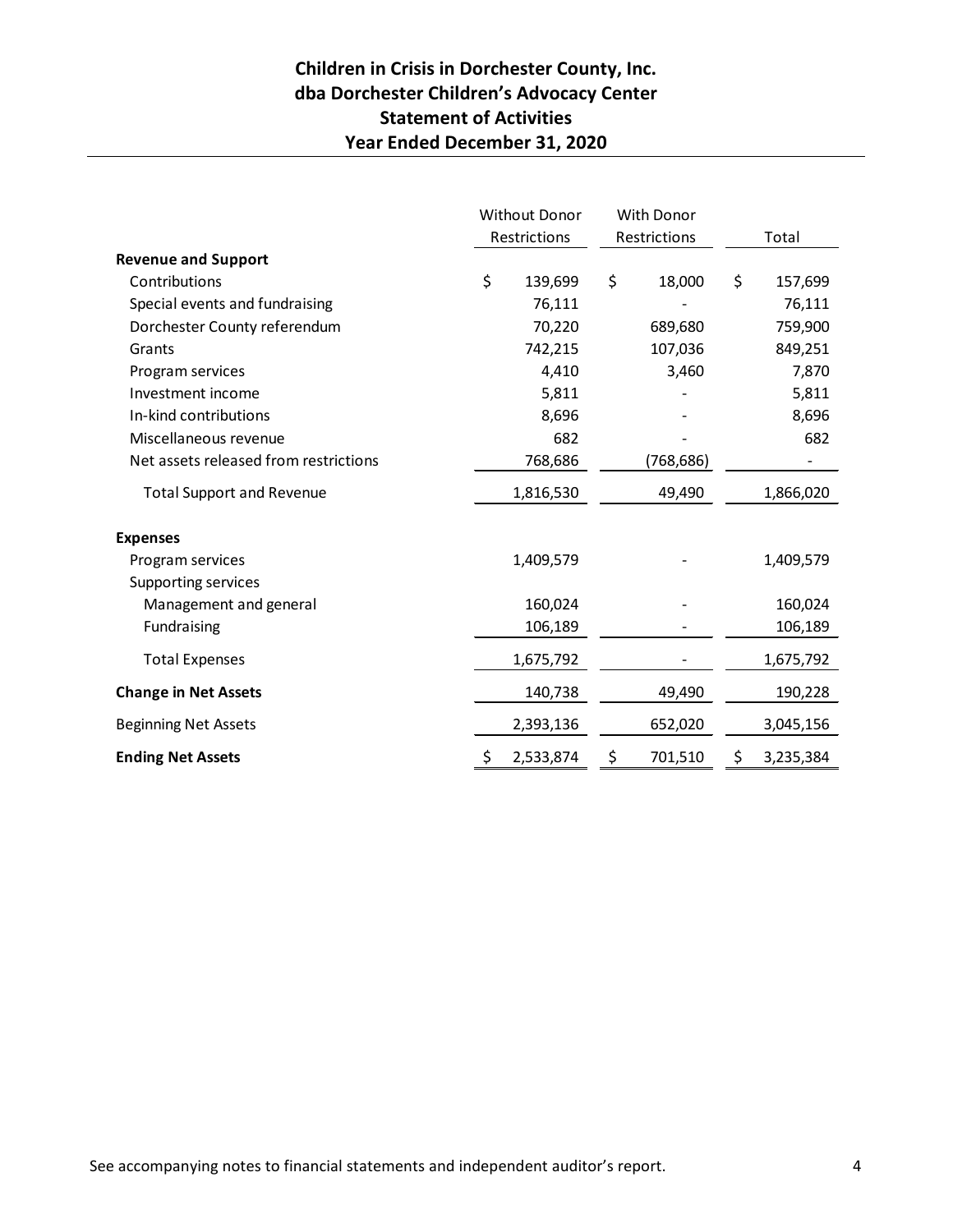# Children in Crisis in Dorchester County, Inc.
## dba Dorchester Children's Advocacy Center
## Statement of Activities
## Year Ended December 31, 2020

| | Without Donor Restrictions | With Donor Restrictions | Total |
|---|---|---|---|
| **Revenue and Support** | | | |
| Contributions | $ 139,699 | $ 18,000 | $ 157,699 |
| Special events and fundraising | 76,111 | - | 76,111 |
| Dorchester County referendum | 70,220 | 689,680 | 759,900 |
| Grants | 742,215 | 107,036 | 849,251 |
| Program services | 4,410 | 3,460 | 7,870 |
| Investment income | 5,811 | - | 5,811 |
| In-kind contributions | 8,696 | - | 8,696 |
| Miscellaneous revenue | 682 | - | 682 |
| Net assets released from restrictions | 768,686 | (768,686) | - |
| Total Support and Revenue | 1,816,530 | 49,490 | 1,866,020 |
| **Expenses** | | | |
| Program services | 1,409,579 | - | 1,409,579 |
| Supporting services | | | |
| Management and general | 160,024 | - | 160,024 |
| Fundraising | 106,189 | - | 106,189 |
| Total Expenses | 1,675,792 | - | 1,675,792 |
| **Change in Net Assets** | 140,738 | 49,490 | 190,228 |
| Beginning Net Assets | 2,393,136 | 652,020 | 3,045,156 |
| **Ending Net Assets** | $ 2,533,874 | $ 701,510 | $ 3,235,384 |

See accompanying notes to financial statements and independent auditor's report.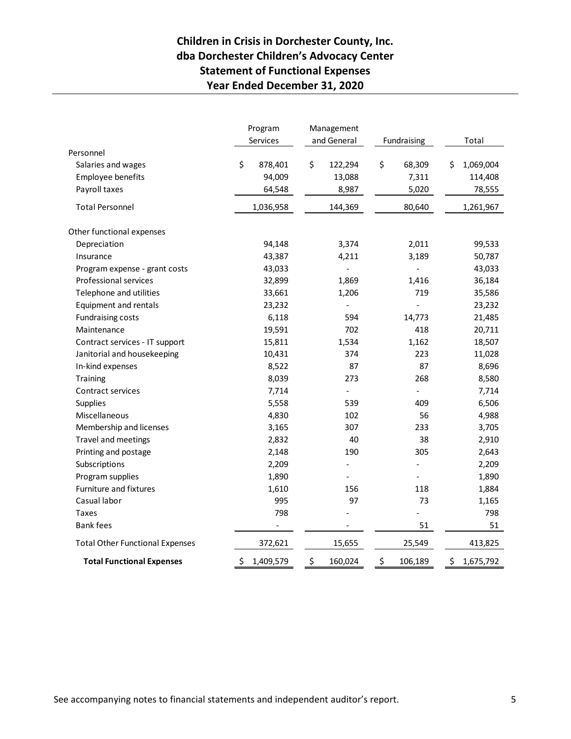# Children in Crisis in Dorchester County, Inc.
# dba Dorchester Children's Advocacy Center
# Statement of Functional Expenses
# Year Ended December 31, 2020

| | Program Services | Management and General | Fundraising | Total |
|---|---|---|---|---|
| Personnel | | | | |
| Salaries and wages | $ 878,401 | $ 122,294 | $ 68,309 | $ 1,069,004 |
| Employee benefits | 94,009 | 13,088 | 7,311 | 114,408 |
| Payroll taxes | 64,548 | 8,987 | 5,020 | 78,555 |
| Total Personnel | 1,036,958 | 144,369 | 80,640 | 1,261,967 |
| Other functional expenses | | | | |
| Depreciation | 94,148 | 3,374 | 2,011 | 99,533 |
| Insurance | 43,387 | 4,211 | 3,189 | 50,787 |
| Program expense - grant costs | 43,033 | - | - | 43,033 |
| Professional services | 32,899 | 1,869 | 1,416 | 36,184 |
| Telephone and utilities | 33,661 | 1,206 | 719 | 35,586 |
| Equipment and rentals | 23,232 | - | - | 23,232 |
| Fundraising costs | 6,118 | 594 | 14,773 | 21,485 |
| Maintenance | 19,591 | 702 | 418 | 20,711 |
| Contract services - IT support | 15,811 | 1,534 | 1,162 | 18,507 |
| Janitorial and housekeeping | 10,431 | 374 | 223 | 11,028 |
| In-kind expenses | 8,522 | 87 | 87 | 8,696 |
| Training | 8,039 | 273 | 268 | 8,580 |
| Contract services | 7,714 | - | - | 7,714 |
| Supplies | 5,558 | 539 | 409 | 6,506 |
| Miscellaneous | 4,830 | 102 | 56 | 4,988 |
| Membership and licenses | 3,165 | 307 | 233 | 3,705 |
| Travel and meetings | 2,832 | 40 | 38 | 2,910 |
| Printing and postage | 2,148 | 190 | 305 | 2,643 |
| Subscriptions | 2,209 | - | - | 2,209 |
| Program supplies | 1,890 | - | - | 1,890 |
| Furniture and fixtures | 1,610 | 156 | 118 | 1,884 |
| Casual labor | 995 | 97 | 73 | 1,165 |
| Taxes | 798 | - | - | 798 |
| Bank fees | - | - | 51 | 51 |
| Total Other Functional Expenses | 372,621 | 15,655 | 25,549 | 413,825 |
| **Total Functional Expenses** | $ 1,409,579 | $ 160,024 | $ 106,189 | $ 1,675,792 |

See accompanying notes to financial statements and independent auditor's report.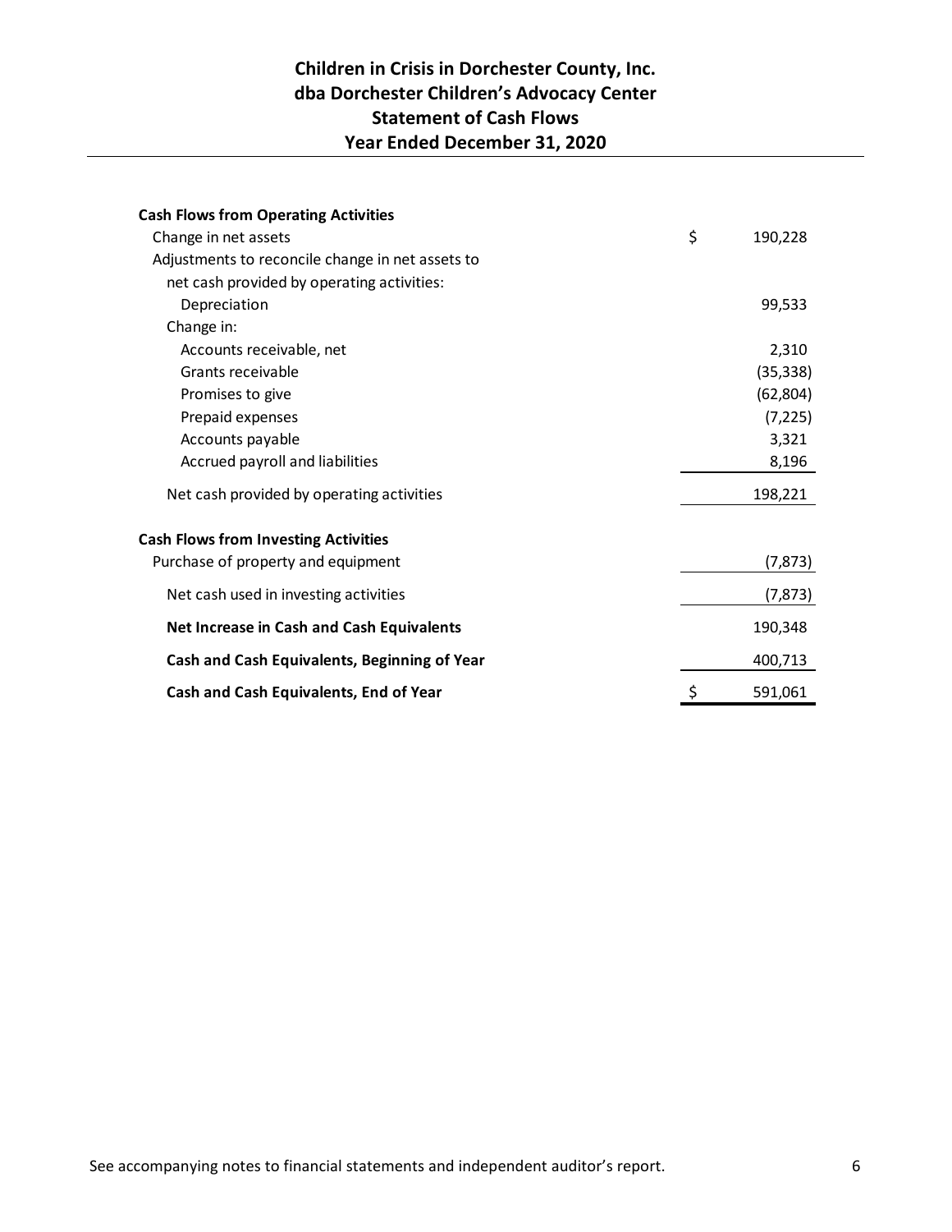# Children in Crisis in Dorchester County, Inc.
# dba Dorchester Children's Advocacy Center
# Statement of Cash Flows
# Year Ended December 31, 2020

| | |
|---|---|
| **Cash Flows from Operating Activities** | |
| Change in net assets | $ 190,228 |
| Adjustments to reconcile change in net assets to net cash provided by operating activities: | |
| Depreciation | 99,533 |
| Change in: | |
| Accounts receivable, net | 2,310 |
| Grants receivable | (35,338) |
| Promises to give | (62,804) |
| Prepaid expenses | (7,225) |
| Accounts payable | 3,321 |
| Accrued payroll and liabilities | 8,196 |
| Net cash provided by operating activities | 198,221 |
| **Cash Flows from Investing Activities** | |
| Purchase of property and equipment | (7,873) |
| Net cash used in investing activities | (7,873) |
| **Net Increase in Cash and Cash Equivalents** | 190,348 |
| **Cash and Cash Equivalents, Beginning of Year** | 400,713 |
| **Cash and Cash Equivalents, End of Year** | $ 591,061 |

See accompanying notes to financial statements and independent auditor's report.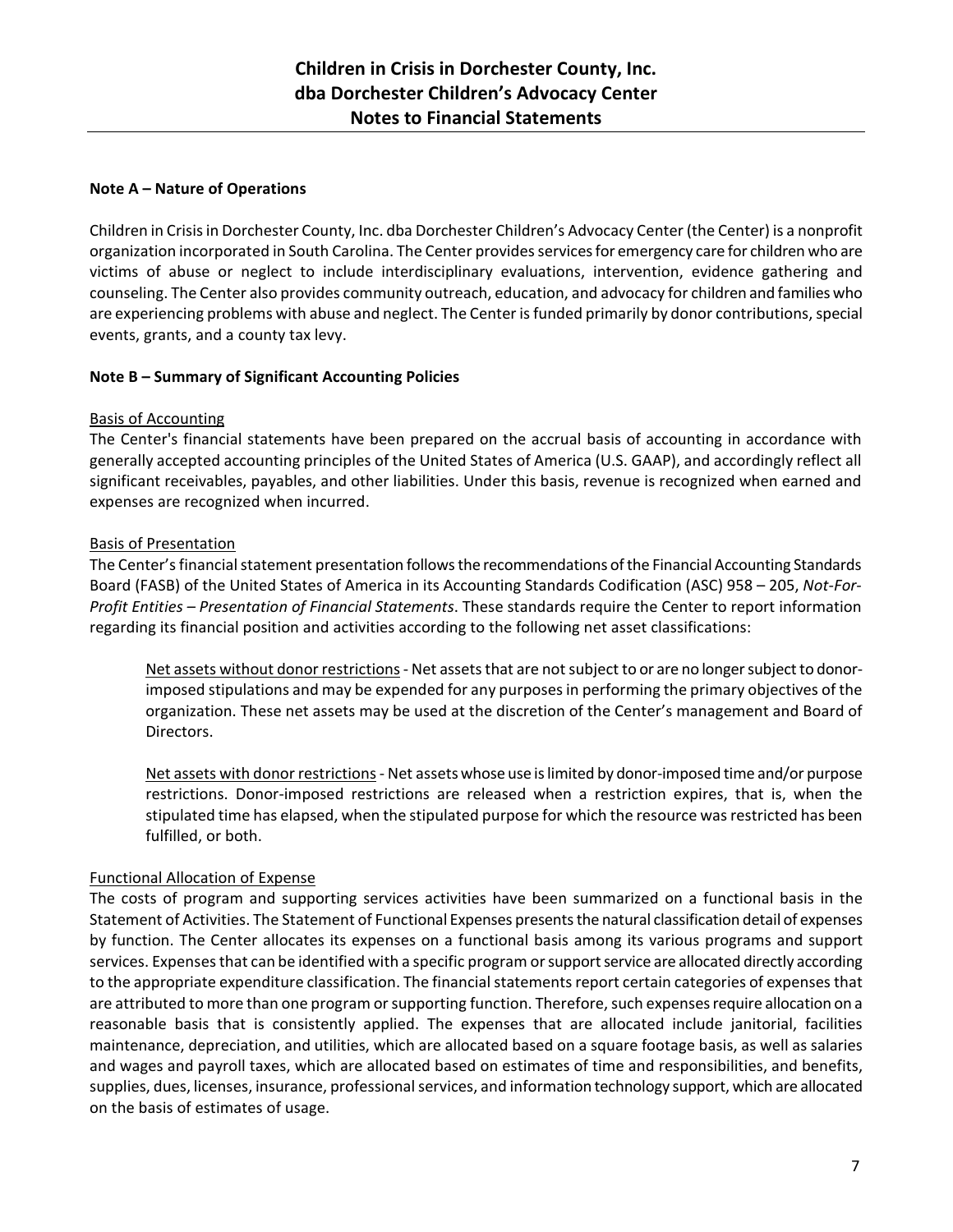# Children in Crisis in Dorchester County, Inc.
# dba Dorchester Children's Advocacy Center
# Notes to Financial Statements

**Note A – Nature of Operations**

Children in Crisis in Dorchester County, Inc. dba Dorchester Children's Advocacy Center (the Center) is a nonprofit organization incorporated in South Carolina. The Center provides services for emergency care for children who are victims of abuse or neglect to include interdisciplinary evaluations, intervention, evidence gathering and counseling. The Center also provides community outreach, education, and advocacy for children and families who are experiencing problems with abuse and neglect. The Center is funded primarily by donor contributions, special events, grants, and a county tax levy.

**Note B – Summary of Significant Accounting Policies**

Basis of Accounting
The Center's financial statements have been prepared on the accrual basis of accounting in accordance with generally accepted accounting principles of the United States of America (U.S. GAAP), and accordingly reflect all significant receivables, payables, and other liabilities. Under this basis, revenue is recognized when earned and expenses are recognized when incurred.

Basis of Presentation
The Center's financial statement presentation follows the recommendations of the Financial Accounting Standards Board (FASB) of the United States of America in its Accounting Standards Codification (ASC) 958 – 205, *Not-For-Profit Entities – Presentation of Financial Statements*. These standards require the Center to report information regarding its financial position and activities according to the following net asset classifications:

> Net assets without donor restrictions - Net assets that are not subject to or are no longer subject to donor-imposed stipulations and may be expended for any purposes in performing the primary objectives of the organization. These net assets may be used at the discretion of the Center's management and Board of Directors.
>
> Net assets with donor restrictions - Net assets whose use is limited by donor-imposed time and/or purpose restrictions. Donor-imposed restrictions are released when a restriction expires, that is, when the stipulated time has elapsed, when the stipulated purpose for which the resource was restricted has been fulfilled, or both.

Functional Allocation of Expense
The costs of program and supporting services activities have been summarized on a functional basis in the Statement of Activities. The Statement of Functional Expenses presents the natural classification detail of expenses by function. The Center allocates its expenses on a functional basis among its various programs and support services. Expenses that can be identified with a specific program or support service are allocated directly according to the appropriate expenditure classification. The financial statements report certain categories of expenses that are attributed to more than one program or supporting function. Therefore, such expenses require allocation on a reasonable basis that is consistently applied. The expenses that are allocated include janitorial, facilities maintenance, depreciation, and utilities, which are allocated based on a square footage basis, as well as salaries and wages and payroll taxes, which are allocated based on estimates of time and responsibilities, and benefits, supplies, dues, licenses, insurance, professional services, and information technology support, which are allocated on the basis of estimates of usage.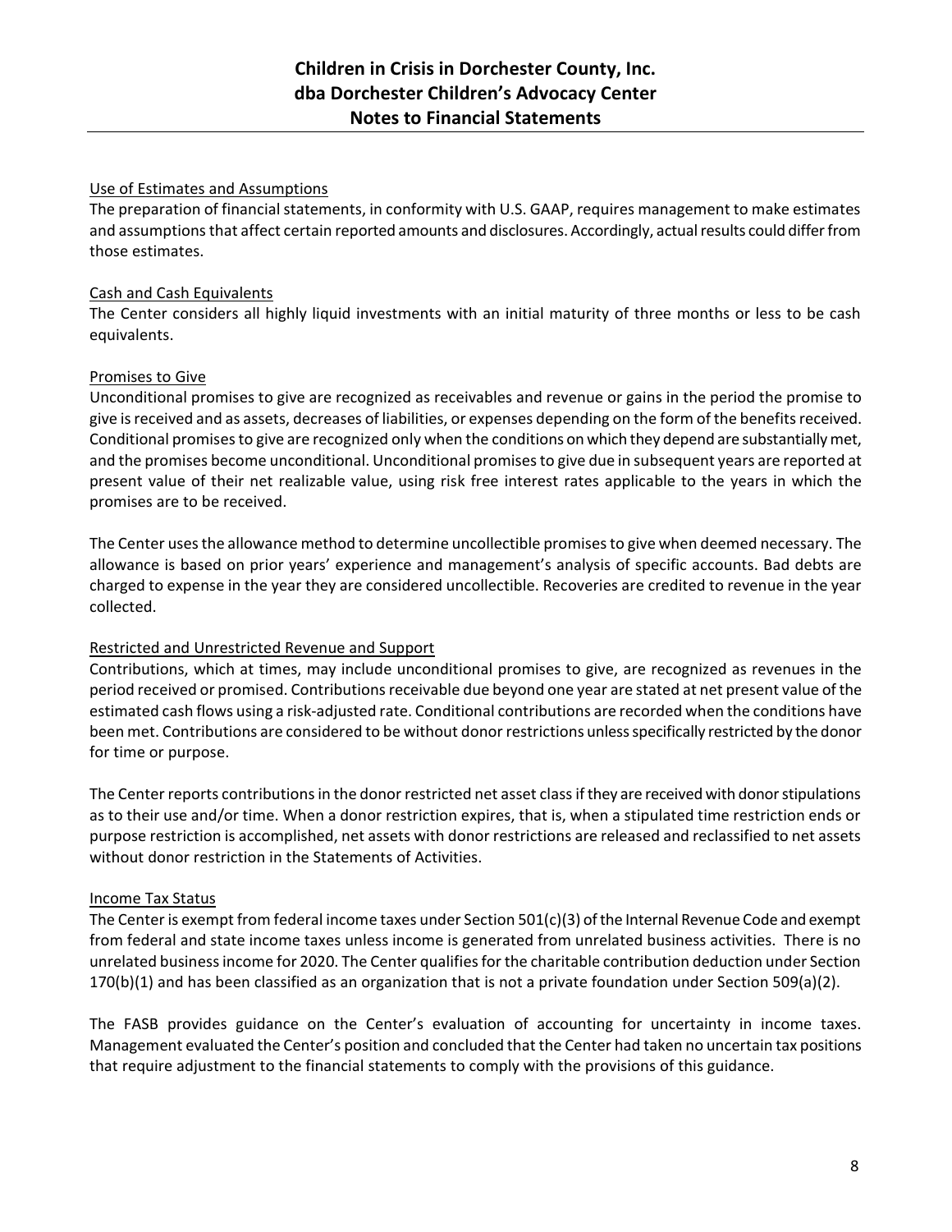Use of Estimates and Assumptions

The preparation of financial statements, in conformity with U.S. GAAP, requires management to make estimates and assumptions that affect certain reported amounts and disclosures. Accordingly, actual results could differ from those estimates.

Cash and Cash Equivalents

The Center considers all highly liquid investments with an initial maturity of three months or less to be cash equivalents.

Promises to Give

Unconditional promises to give are recognized as receivables and revenue or gains in the period the promise to give is received and as assets, decreases of liabilities, or expenses depending on the form of the benefits received. Conditional promises to give are recognized only when the conditions on which they depend are substantially met, and the promises become unconditional. Unconditional promises to give due in subsequent years are reported at present value of their net realizable value, using risk free interest rates applicable to the years in which the promises are to be received.

The Center uses the allowance method to determine uncollectible promises to give when deemed necessary. The allowance is based on prior years' experience and management's analysis of specific accounts. Bad debts are charged to expense in the year they are considered uncollectible. Recoveries are credited to revenue in the year collected.

Restricted and Unrestricted Revenue and Support

Contributions, which at times, may include unconditional promises to give, are recognized as revenues in the period received or promised. Contributions receivable due beyond one year are stated at net present value of the estimated cash flows using a risk-adjusted rate. Conditional contributions are recorded when the conditions have been met. Contributions are considered to be without donor restrictions unless specifically restricted by the donor for time or purpose.

The Center reports contributions in the donor restricted net asset class if they are received with donor stipulations as to their use and/or time. When a donor restriction expires, that is, when a stipulated time restriction ends or purpose restriction is accomplished, net assets with donor restrictions are released and reclassified to net assets without donor restriction in the Statements of Activities.

Income Tax Status

The Center is exempt from federal income taxes under Section 501(c)(3) of the Internal Revenue Code and exempt from federal and state income taxes unless income is generated from unrelated business activities. There is no unrelated business income for 2020. The Center qualifies for the charitable contribution deduction under Section 170(b)(1) and has been classified as an organization that is not a private foundation under Section 509(a)(2).

The FASB provides guidance on the Center's evaluation of accounting for uncertainty in income taxes. Management evaluated the Center's position and concluded that the Center had taken no uncertain tax positions that require adjustment to the financial statements to comply with the provisions of this guidance.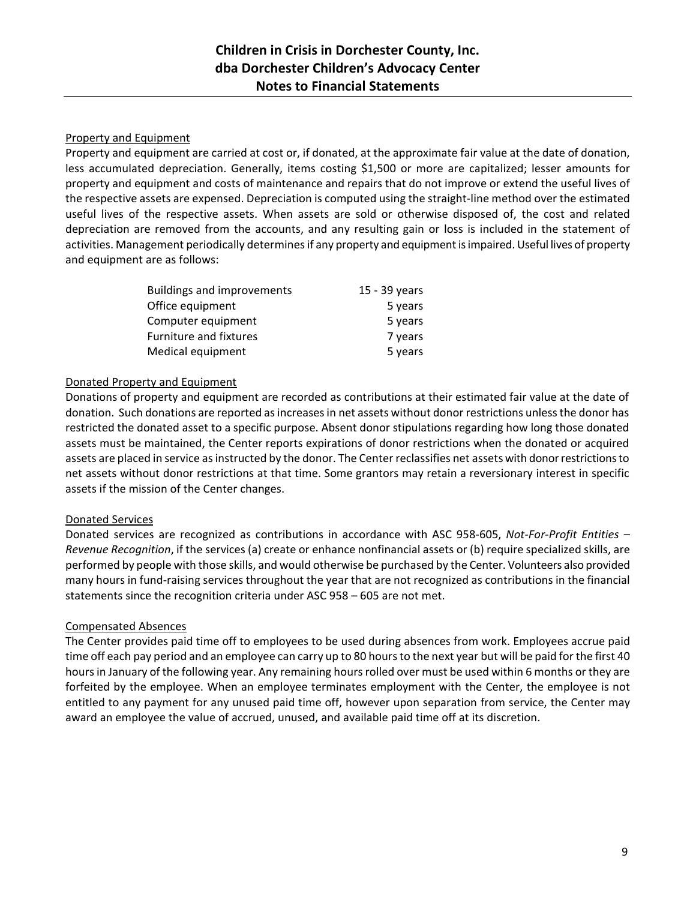Property and Equipment

Property and equipment are carried at cost or, if donated, at the approximate fair value at the date of donation, less accumulated depreciation. Generally, items costing $1,500 or more are capitalized; lesser amounts for property and equipment and costs of maintenance and repairs that do not improve or extend the useful lives of the respective assets are expensed. Depreciation is computed using the straight-line method over the estimated useful lives of the respective assets. When assets are sold or otherwise disposed of, the cost and related depreciation are removed from the accounts, and any resulting gain or loss is included in the statement of activities. Management periodically determines if any property and equipment is impaired. Useful lives of property and equipment are as follows:

| | |
|---|---|
| Buildings and improvements | 15 - 39 years |
| Office equipment | 5 years |
| Computer equipment | 5 years |
| Furniture and fixtures | 7 years |
| Medical equipment | 5 years |

Donated Property and Equipment

Donations of property and equipment are recorded as contributions at their estimated fair value at the date of donation. Such donations are reported as increases in net assets without donor restrictions unless the donor has restricted the donated asset to a specific purpose. Absent donor stipulations regarding how long those donated assets must be maintained, the Center reports expirations of donor restrictions when the donated or acquired assets are placed in service as instructed by the donor. The Center reclassifies net assets with donor restrictions to net assets without donor restrictions at that time. Some grantors may retain a reversionary interest in specific assets if the mission of the Center changes.

Donated Services

Donated services are recognized as contributions in accordance with ASC 958-605, *Not-For-Profit Entities – Revenue Recognition*, if the services (a) create or enhance nonfinancial assets or (b) require specialized skills, are performed by people with those skills, and would otherwise be purchased by the Center. Volunteers also provided many hours in fund-raising services throughout the year that are not recognized as contributions in the financial statements since the recognition criteria under ASC 958 – 605 are not met.

Compensated Absences

The Center provides paid time off to employees to be used during absences from work. Employees accrue paid time off each pay period and an employee can carry up to 80 hours to the next year but will be paid for the first 40 hours in January of the following year. Any remaining hours rolled over must be used within 6 months or they are forfeited by the employee. When an employee terminates employment with the Center, the employee is not entitled to any payment for any unused paid time off, however upon separation from service, the Center may award an employee the value of accrued, unused, and available paid time off at its discretion.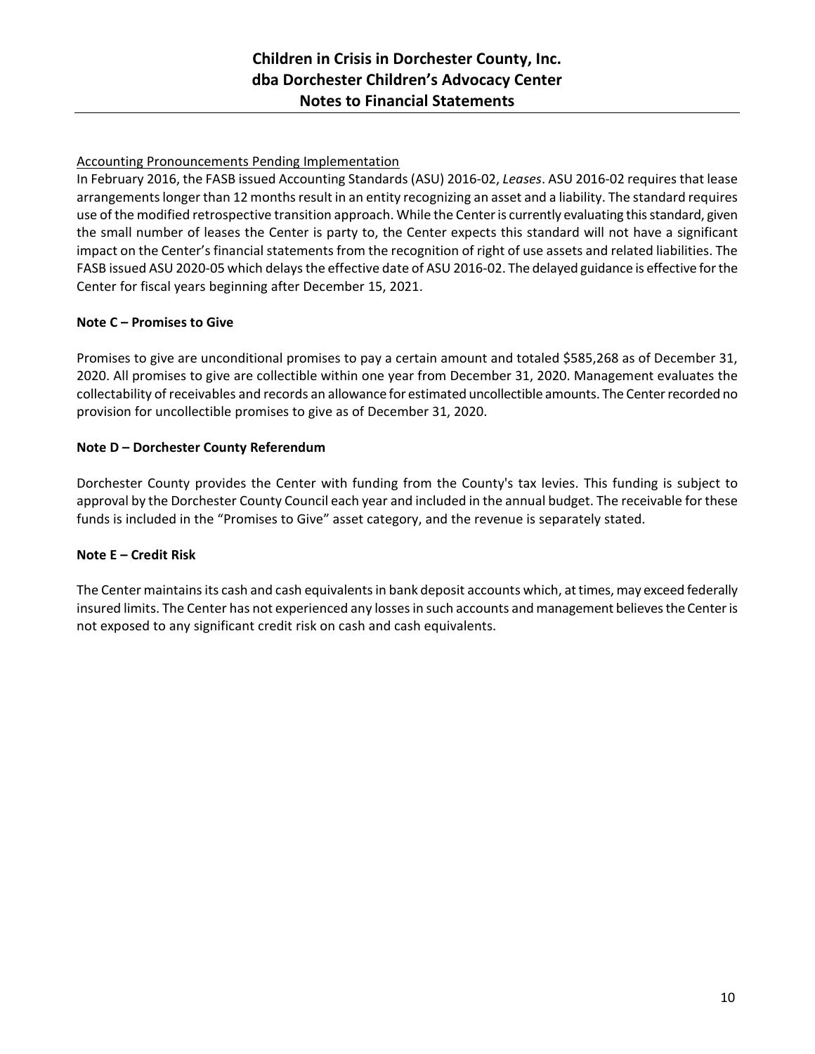Accounting Pronouncements Pending Implementation

In February 2016, the FASB issued Accounting Standards (ASU) 2016-02, *Leases*. ASU 2016-02 requires that lease arrangements longer than 12 months result in an entity recognizing an asset and a liability. The standard requires use of the modified retrospective transition approach. While the Center is currently evaluating this standard, given the small number of leases the Center is party to, the Center expects this standard will not have a significant impact on the Center's financial statements from the recognition of right of use assets and related liabilities. The FASB issued ASU 2020-05 which delays the effective date of ASU 2016-02. The delayed guidance is effective for the Center for fiscal years beginning after December 15, 2021.

### Note C – Promises to Give

Promises to give are unconditional promises to pay a certain amount and totaled $585,268 as of December 31, 2020. All promises to give are collectible within one year from December 31, 2020. Management evaluates the collectability of receivables and records an allowance for estimated uncollectible amounts. The Center recorded no provision for uncollectible promises to give as of December 31, 2020.

### Note D – Dorchester County Referendum

Dorchester County provides the Center with funding from the County's tax levies. This funding is subject to approval by the Dorchester County Council each year and included in the annual budget. The receivable for these funds is included in the "Promises to Give" asset category, and the revenue is separately stated.

### Note E – Credit Risk

The Center maintains its cash and cash equivalents in bank deposit accounts which, at times, may exceed federally insured limits. The Center has not experienced any losses in such accounts and management believes the Center is not exposed to any significant credit risk on cash and cash equivalents.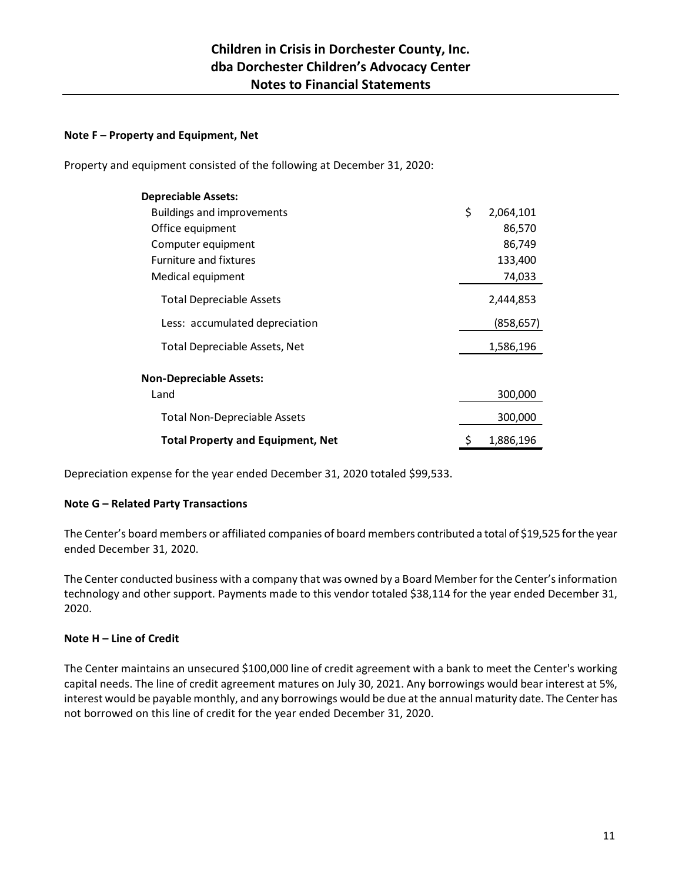## Note F – Property and Equipment, Net

Property and equipment consisted of the following at December 31, 2020:

| | |
|---|---|
| **Depreciable Assets:** | |
| Buildings and improvements | $ 2,064,101 |
| Office equipment | 86,570 |
| Computer equipment | 86,749 |
| Furniture and fixtures | 133,400 |
| Medical equipment | 74,033 |
| Total Depreciable Assets | 2,444,853 |
| Less: accumulated depreciation | (858,657) |
| Total Depreciable Assets, Net | 1,586,196 |
| **Non-Depreciable Assets:** | |
| Land | 300,000 |
| Total Non-Depreciable Assets | 300,000 |
| **Total Property and Equipment, Net** | $ 1,886,196 |

Depreciation expense for the year ended December 31, 2020 totaled $99,533.

## Note G – Related Party Transactions

The Center's board members or affiliated companies of board members contributed a total of $19,525 for the year ended December 31, 2020.

The Center conducted business with a company that was owned by a Board Member for the Center's information technology and other support. Payments made to this vendor totaled $38,114 for the year ended December 31, 2020.

## Note H – Line of Credit

The Center maintains an unsecured $100,000 line of credit agreement with a bank to meet the Center's working capital needs. The line of credit agreement matures on July 30, 2021. Any borrowings would bear interest at 5%, interest would be payable monthly, and any borrowings would be due at the annual maturity date. The Center has not borrowed on this line of credit for the year ended December 31, 2020.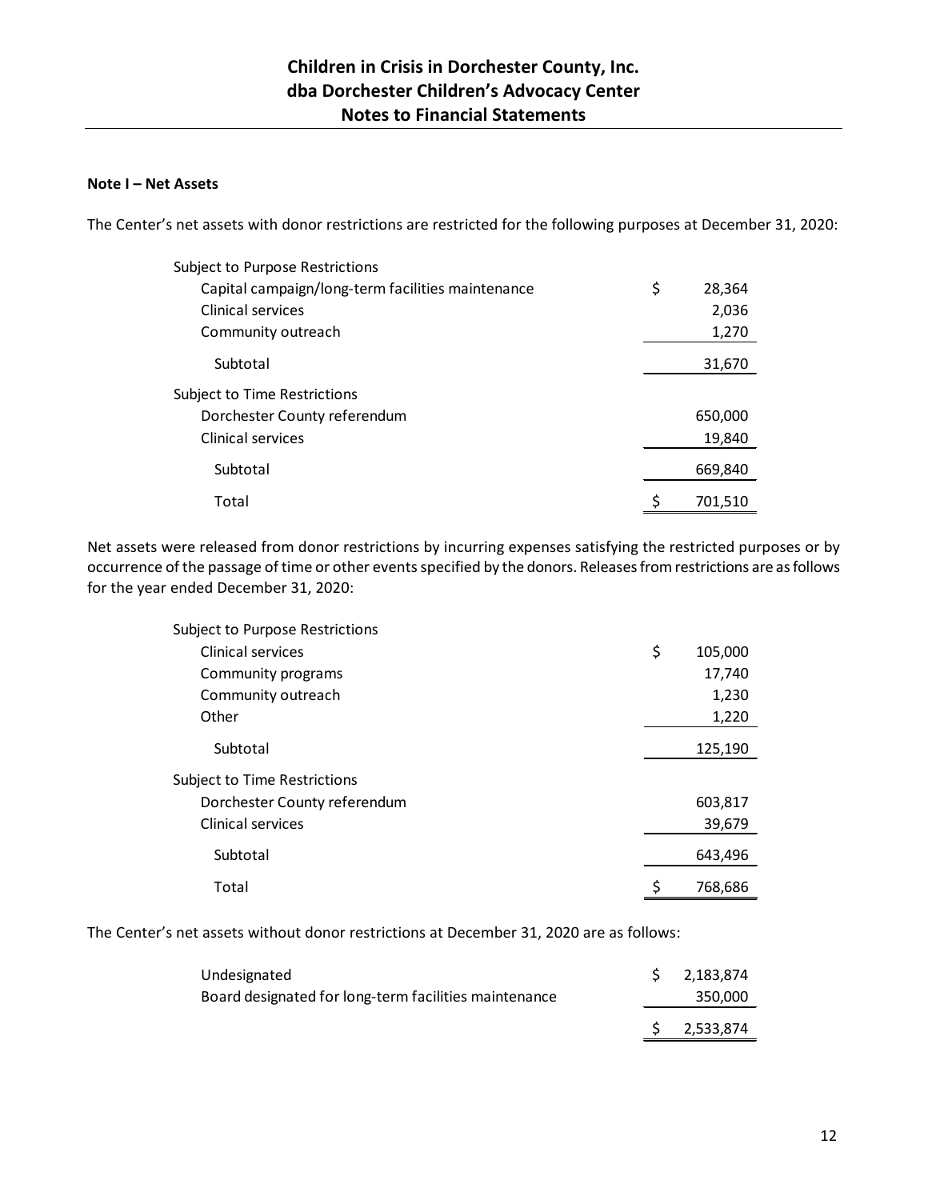## Note I – Net Assets

The Center's net assets with donor restrictions are restricted for the following purposes at December 31, 2020:

| | |
|---|---|
| Subject to Purpose Restrictions | |
| Capital campaign/long-term facilities maintenance | $ 28,364 |
| Clinical services | 2,036 |
| Community outreach | 1,270 |
| Subtotal | 31,670 |
| Subject to Time Restrictions | |
| Dorchester County referendum | 650,000 |
| Clinical services | 19,840 |
| Subtotal | 669,840 |
| Total | $ 701,510 |

Net assets were released from donor restrictions by incurring expenses satisfying the restricted purposes or by occurrence of the passage of time or other events specified by the donors. Releases from restrictions are as follows for the year ended December 31, 2020:

| | |
|---|---|
| Subject to Purpose Restrictions | |
| Clinical services | $ 105,000 |
| Community programs | 17,740 |
| Community outreach | 1,230 |
| Other | 1,220 |
| Subtotal | 125,190 |
| Subject to Time Restrictions | |
| Dorchester County referendum | 603,817 |
| Clinical services | 39,679 |
| Subtotal | 643,496 |
| Total | $ 768,686 |

The Center's net assets without donor restrictions at December 31, 2020 are as follows:

| | |
|---|---|
| Undesignated | $ 2,183,874 |
| Board designated for long-term facilities maintenance | 350,000 |
| | $ 2,533,874 |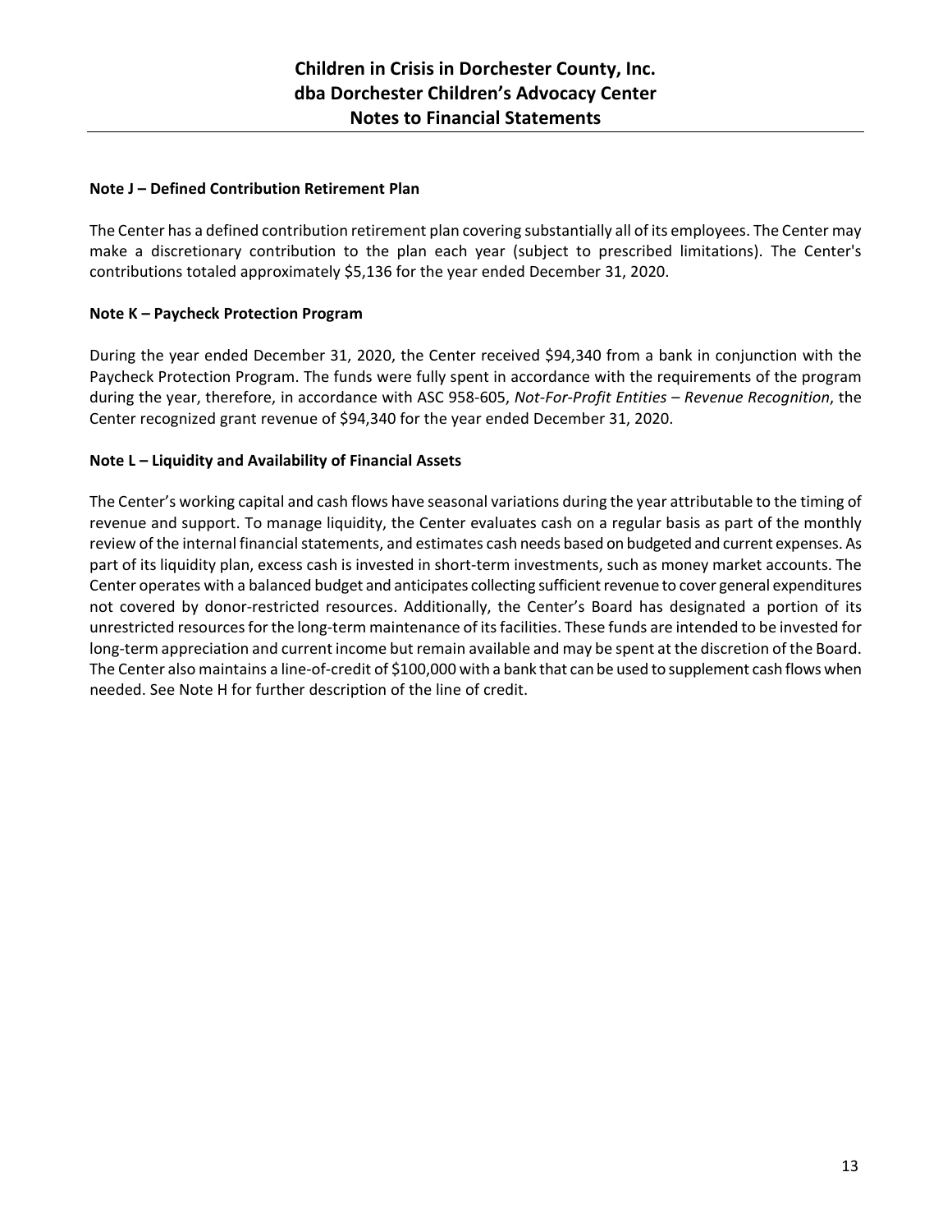## Note J – Defined Contribution Retirement Plan

The Center has a defined contribution retirement plan covering substantially all of its employees. The Center may make a discretionary contribution to the plan each year (subject to prescribed limitations). The Center's contributions totaled approximately $5,136 for the year ended December 31, 2020.

## Note K – Paycheck Protection Program

During the year ended December 31, 2020, the Center received $94,340 from a bank in conjunction with the Paycheck Protection Program. The funds were fully spent in accordance with the requirements of the program during the year, therefore, in accordance with ASC 958-605, *Not-For-Profit Entities – Revenue Recognition*, the Center recognized grant revenue of $94,340 for the year ended December 31, 2020.

## Note L – Liquidity and Availability of Financial Assets

The Center's working capital and cash flows have seasonal variations during the year attributable to the timing of revenue and support. To manage liquidity, the Center evaluates cash on a regular basis as part of the monthly review of the internal financial statements, and estimates cash needs based on budgeted and current expenses. As part of its liquidity plan, excess cash is invested in short-term investments, such as money market accounts. The Center operates with a balanced budget and anticipates collecting sufficient revenue to cover general expenditures not covered by donor-restricted resources. Additionally, the Center's Board has designated a portion of its unrestricted resources for the long-term maintenance of its facilities. These funds are intended to be invested for long-term appreciation and current income but remain available and may be spent at the discretion of the Board. The Center also maintains a line-of-credit of $100,000 with a bank that can be used to supplement cash flows when needed. See Note H for further description of the line of credit.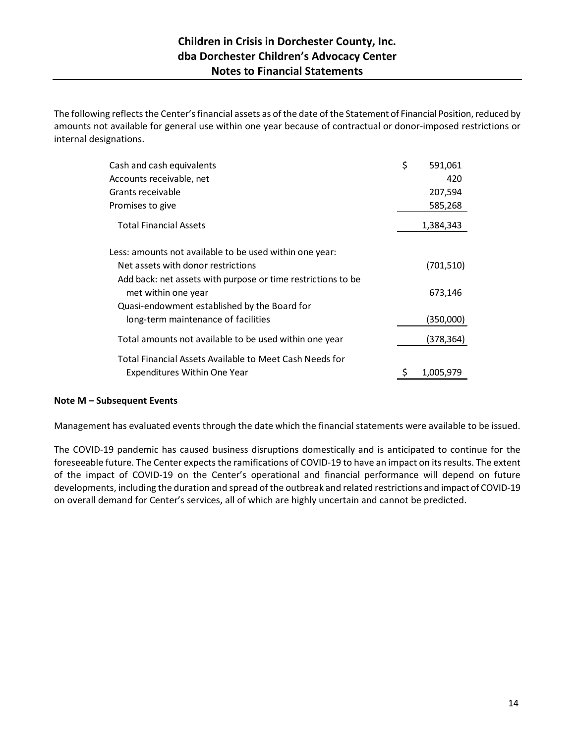The following reflects the Center's financial assets as of the date of the Statement of Financial Position, reduced by amounts not available for general use within one year because of contractual or donor-imposed restrictions or internal designations.

| | |
|---|---|
| Cash and cash equivalents | $ 591,061 |
| Accounts receivable, net | 420 |
| Grants receivable | 207,594 |
| Promises to give | 585,268 |
| Total Financial Assets | 1,384,343 |
| Less: amounts not available to be used within one year: | |
| Net assets with donor restrictions | (701,510) |
| Add back: net assets with purpose or time restrictions to be met within one year | 673,146 |
| Quasi-endowment established by the Board for long-term maintenance of facilities | (350,000) |
| Total amounts not available to be used within one year | (378,364) |
| Total Financial Assets Available to Meet Cash Needs for Expenditures Within One Year | $ 1,005,979 |

**Note M – Subsequent Events**

Management has evaluated events through the date which the financial statements were available to be issued.

The COVID-19 pandemic has caused business disruptions domestically and is anticipated to continue for the foreseeable future. The Center expects the ramifications of COVID-19 to have an impact on its results. The extent of the impact of COVID-19 on the Center's operational and financial performance will depend on future developments, including the duration and spread of the outbreak and related restrictions and impact of COVID-19 on overall demand for Center's services, all of which are highly uncertain and cannot be predicted.